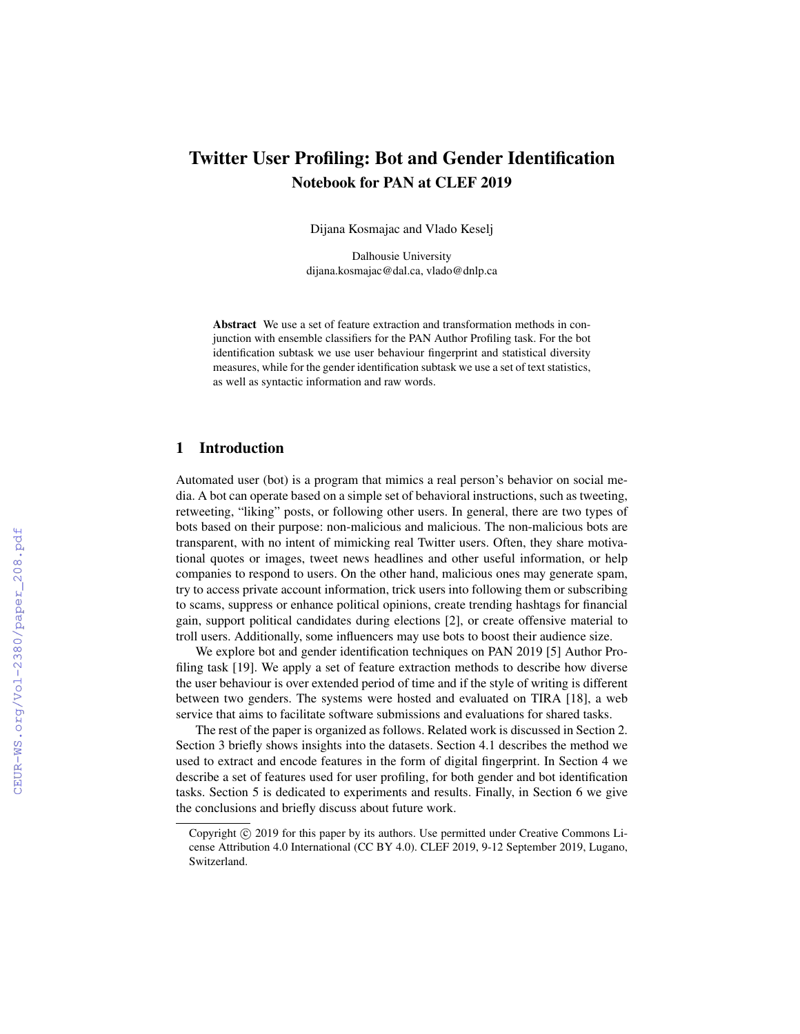# Twitter User Profiling: Bot and Gender Identification

## Notebook for PAN at CLEF 2019

Dijana Kosmajac and Vlado Keselj

Dalhousie University
dijana.kosmajac@dal.ca, vlado@dnlp.ca

**Abstract** We use a set of feature extraction and transformation methods in conjunction with ensemble classifiers for the PAN Author Profiling task. For the bot identification subtask we use user behaviour fingerprint and statistical diversity measures, while for the gender identification subtask we use a set of text statistics, as well as syntactic information and raw words.

## 1 Introduction

Automated user (bot) is a program that mimics a real person's behavior on social media. A bot can operate based on a simple set of behavioral instructions, such as tweeting, retweeting, "liking" posts, or following other users. In general, there are two types of bots based on their purpose: non-malicious and malicious. The non-malicious bots are transparent, with no intent of mimicking real Twitter users. Often, they share motivational quotes or images, tweet news headlines and other useful information, or help companies to respond to users. On the other hand, malicious ones may generate spam, try to access private account information, trick users into following them or subscribing to scams, suppress or enhance political opinions, create trending hashtags for financial gain, support political candidates during elections [2], or create offensive material to troll users. Additionally, some influencers may use bots to boost their audience size.

We explore bot and gender identification techniques on PAN 2019 [5] Author Profiling task [19]. We apply a set of feature extraction methods to describe how diverse the user behaviour is over extended period of time and if the style of writing is different between two genders. The systems were hosted and evaluated on TIRA [18], a web service that aims to facilitate software submissions and evaluations for shared tasks.

The rest of the paper is organized as follows. Related work is discussed in Section 2. Section 3 briefly shows insights into the datasets. Section 4.1 describes the method we used to extract and encode features in the form of digital fingerprint. In Section 4 we describe a set of features used for user profiling, for both gender and bot identification tasks. Section 5 is dedicated to experiments and results. Finally, in Section 6 we give the conclusions and briefly discuss about future work.

---

Copyright © 2019 for this paper by its authors. Use permitted under Creative Commons License Attribution 4.0 International (CC BY 4.0). CLEF 2019, 9-12 September 2019, Lugano, Switzerland.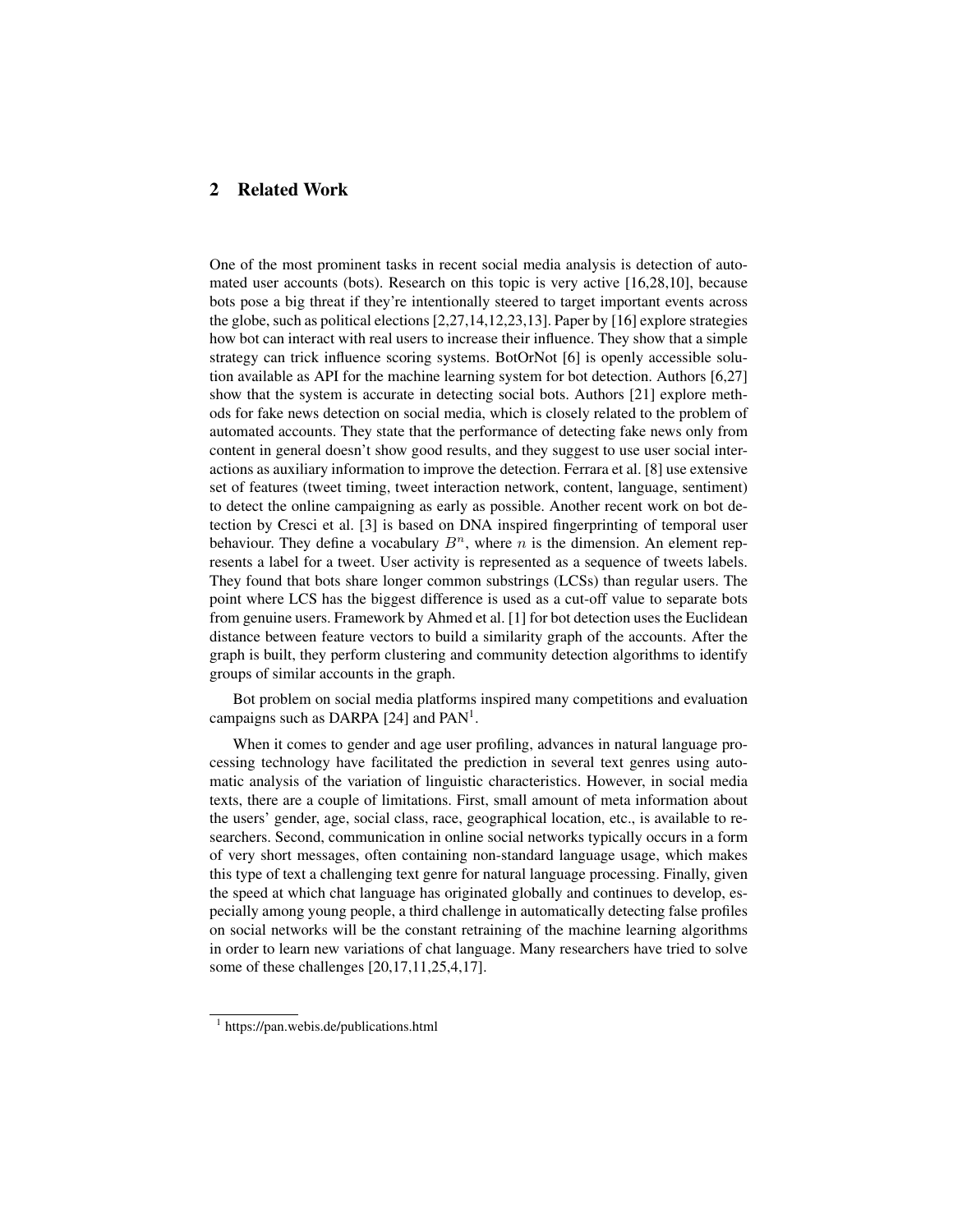## 2 Related Work

One of the most prominent tasks in recent social media analysis is detection of automated user accounts (bots). Research on this topic is very active [16,28,10], because bots pose a big threat if they're intentionally steered to target important events across the globe, such as political elections [2,27,14,12,23,13]. Paper by [16] explore strategies how bot can interact with real users to increase their influence. They show that a simple strategy can trick influence scoring systems. BotOrNot [6] is openly accessible solution available as API for the machine learning system for bot detection. Authors [6,27] show that the system is accurate in detecting social bots. Authors [21] explore methods for fake news detection on social media, which is closely related to the problem of automated accounts. They state that the performance of detecting fake news only from content in general doesn't show good results, and they suggest to use user social interactions as auxiliary information to improve the detection. Ferrara et al. [8] use extensive set of features (tweet timing, tweet interaction network, content, language, sentiment) to detect the online campaigning as early as possible. Another recent work on bot detection by Cresci et al. [3] is based on DNA inspired fingerprinting of temporal user behaviour. They define a vocabulary $B^n$, where $n$ is the dimension. An element represents a label for a tweet. User activity is represented as a sequence of tweets labels. They found that bots share longer common substrings (LCSs) than regular users. The point where LCS has the biggest difference is used as a cut-off value to separate bots from genuine users. Framework by Ahmed et al. [1] for bot detection uses the Euclidean distance between feature vectors to build a similarity graph of the accounts. After the graph is built, they perform clustering and community detection algorithms to identify groups of similar accounts in the graph.

Bot problem on social media platforms inspired many competitions and evaluation campaigns such as DARPA [24] and PAN[1].

When it comes to gender and age user profiling, advances in natural language processing technology have facilitated the prediction in several text genres using automatic analysis of the variation of linguistic characteristics. However, in social media texts, there are a couple of limitations. First, small amount of meta information about the users' gender, age, social class, race, geographical location, etc., is available to researchers. Second, communication in online social networks typically occurs in a form of very short messages, often containing non-standard language usage, which makes this type of text a challenging text genre for natural language processing. Finally, given the speed at which chat language has originated globally and continues to develop, especially among young people, a third challenge in automatically detecting false profiles on social networks will be the constant retraining of the machine learning algorithms in order to learn new variations of chat language. Many researchers have tried to solve some of these challenges [20,17,11,25,4,17].

[1] https://pan.webis.de/publications.html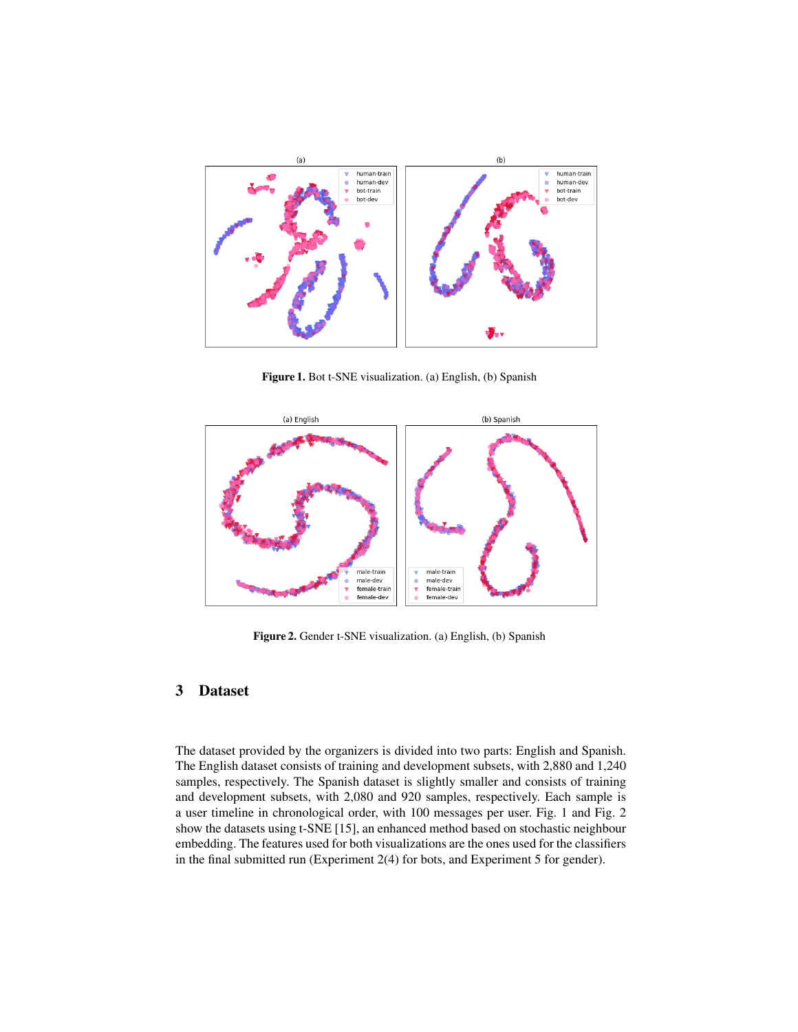Figure 1. Bot t-SNE visualization. (a) English, (b) Spanish

Figure 2. Gender t-SNE visualization. (a) English, (b) Spanish

## 3 Dataset

The dataset provided by the organizers is divided into two parts: English and Spanish. The English dataset consists of training and development subsets, with 2,880 and 1,240 samples, respectively. The Spanish dataset is slightly smaller and consists of training and development subsets, with 2,080 and 920 samples, respectively. Each sample is a user timeline in chronological order, with 100 messages per user. Fig. 1 and Fig. 2 show the datasets using t-SNE [15], an enhanced method based on stochastic neighbour embedding. The features used for both visualizations are the ones used for the classifiers in the final submitted run (Experiment 2(4) for bots, and Experiment 5 for gender).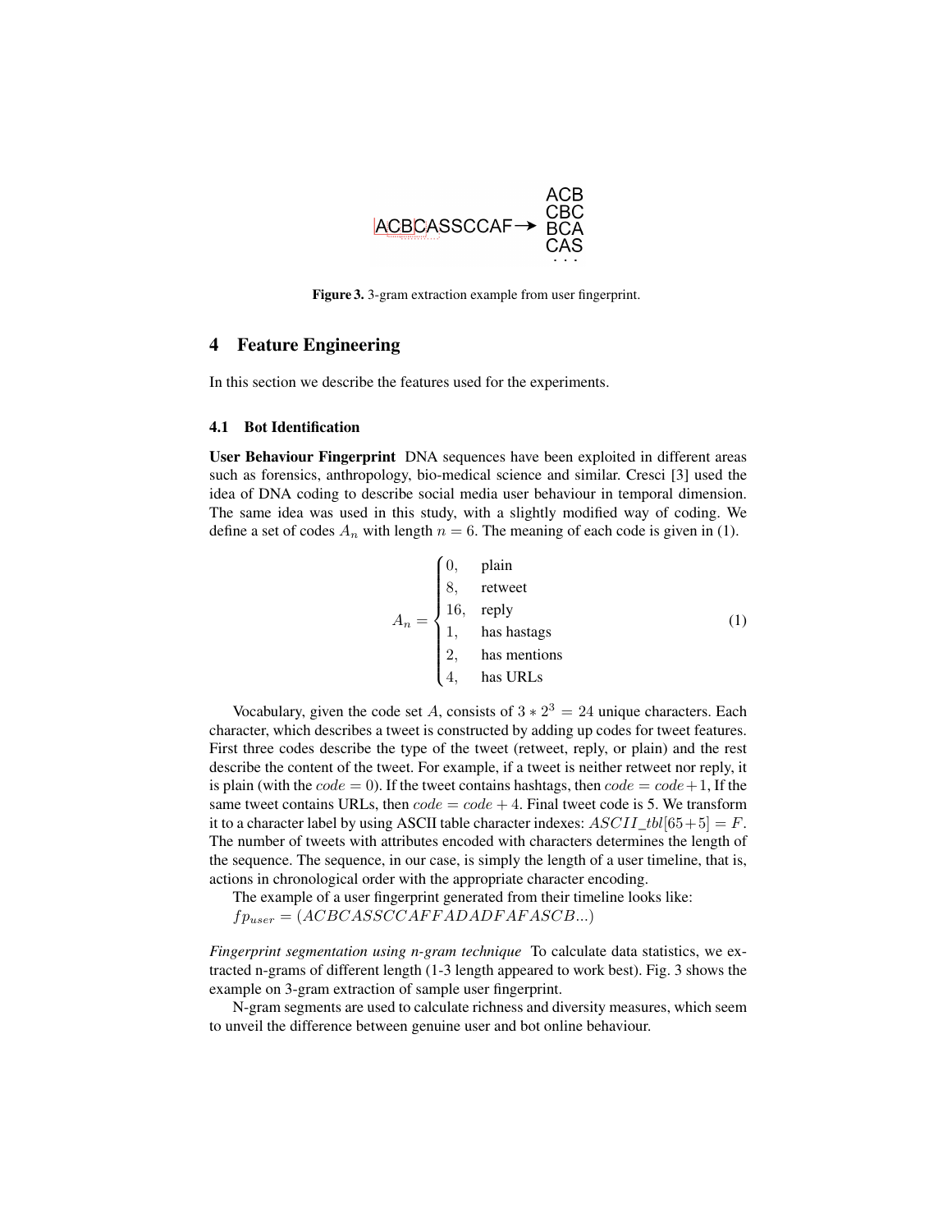Figure 3. 3-gram extraction example from user fingerprint.

## 4 Feature Engineering

In this section we describe the features used for the experiments.

### 4.1 Bot Identification

**User Behaviour Fingerprint** DNA sequences have been exploited in different areas such as forensics, anthropology, bio-medical science and similar. Cresci [3] used the idea of DNA coding to describe social media user behaviour in temporal dimension. The same idea was used in this study, with a slightly modified way of coding. We define a set of codes $A_n$ with length $n = 6$. The meaning of each code is given in (1).

$$A_n = \begin{cases} 0, & \text{plain} \\ 8, & \text{retweet} \\ 16, & \text{reply} \\ 1, & \text{has hastags} \\ 2, & \text{has mentions} \\ 4, & \text{has URLs} \end{cases} \tag{1}$$

Vocabulary, given the code set $A$, consists of $3 * 2^3 = 24$ unique characters. Each character, which describes a tweet is constructed by adding up codes for tweet features. First three codes describe the type of the tweet (retweet, reply, or plain) and the rest describe the content of the tweet. For example, if a tweet is neither retweet nor reply, it is plain (with the $code = 0$). If the tweet contains hashtags, then $code = code + 1$, If the same tweet contains URLs, then $code = code + 4$. Final tweet code is 5. We transform it to a character label by using ASCII table character indexes: $ASCII\_tbl[65+5] = F$. The number of tweets with attributes encoded with characters determines the length of the sequence. The sequence, in our case, is simply the length of a user timeline, that is, actions in chronological order with the appropriate character encoding.

The example of a user fingerprint generated from their timeline looks like:
$fp_{user} = (ACBCASSCCAFFADADFAFASCB...)$

*Fingerprint segmentation using n-gram technique* To calculate data statistics, we extracted n-grams of different length (1-3 length appeared to work best). Fig. 3 shows the example on 3-gram extraction of sample user fingerprint.

N-gram segments are used to calculate richness and diversity measures, which seem to unveil the difference between genuine user and bot online behaviour.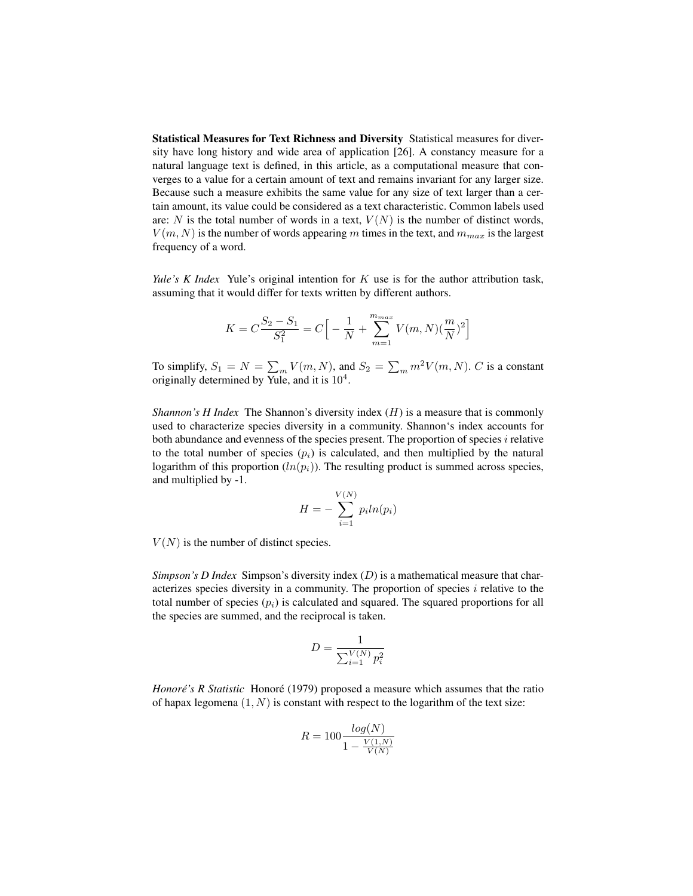**Statistical Measures for Text Richness and Diversity** Statistical measures for diversity have long history and wide area of application [26]. A constancy measure for a natural language text is defined, in this article, as a computational measure that converges to a value for a certain amount of text and remains invariant for any larger size. Because such a measure exhibits the same value for any size of text larger than a certain amount, its value could be considered as a text characteristic. Common labels used are: $N$ is the total number of words in a text, $V(N)$ is the number of distinct words, $V(m, N)$ is the number of words appearing $m$ times in the text, and $m_{max}$ is the largest frequency of a word.

*Yule's K Index* Yule's original intention for $K$ use is for the author attribution task, assuming that it would differ for texts written by different authors.

$$K = C\frac{S_2 - S_1}{S_1^2} = C\Big[-\frac{1}{N} + \sum_{m=1}^{m_{max}} V(m, N)(\frac{m}{N})^2\Big]$$

To simplify, $S_1 = N = \sum_m V(m, N)$, and $S_2 = \sum_m m^2 V(m, N)$. $C$ is a constant originally determined by Yule, and it is $10^4$.

*Shannon's H Index* The Shannon's diversity index ($H$) is a measure that is commonly used to characterize species diversity in a community. Shannon's index accounts for both abundance and evenness of the species present. The proportion of species $i$ relative to the total number of species ($p_i$) is calculated, and then multiplied by the natural logarithm of this proportion ($ln(p_i)$). The resulting product is summed across species, and multiplied by -1.

$$H = -\sum_{i=1}^{V(N)} p_i ln(p_i)$$

$V(N)$ is the number of distinct species.

*Simpson's D Index* Simpson's diversity index ($D$) is a mathematical measure that characterizes species diversity in a community. The proportion of species $i$ relative to the total number of species ($p_i$) is calculated and squared. The squared proportions for all the species are summed, and the reciprocal is taken.

$$D = \frac{1}{\sum_{i=1}^{V(N)} p_i^2}$$

*Honoré's R Statistic* Honoré (1979) proposed a measure which assumes that the ratio of hapax legomena $(1, N)$ is constant with respect to the logarithm of the text size:

$$R = 100\frac{log(N)}{1 - \frac{V(1,N)}{V(N)}}$$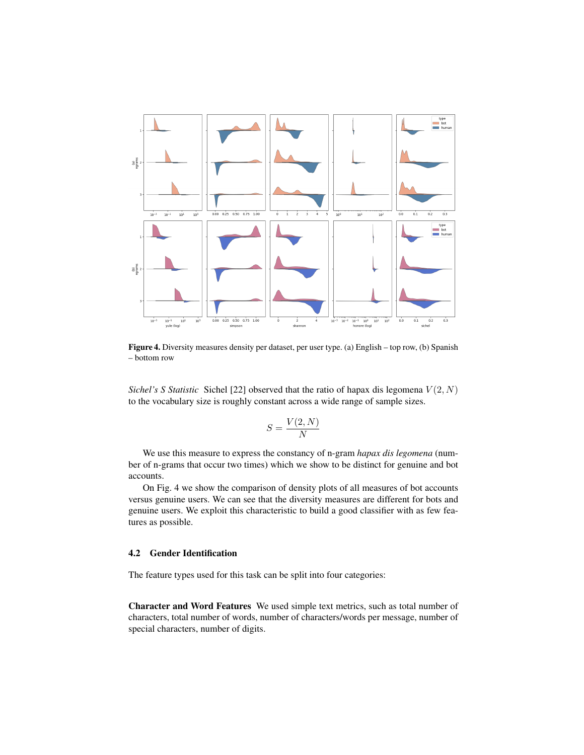**Figure 4.** Diversity measures density per dataset, per user type. (a) English – top row, (b) Spanish – bottom row

*Sichel's S Statistic* Sichel [22] observed that the ratio of hapax dis legomena $V(2, N)$ to the vocabulary size is roughly constant across a wide range of sample sizes.

$$S = \frac{V(2, N)}{N}$$

We use this measure to express the constancy of n-gram *hapax dis legomena* (number of n-grams that occur two times) which we show to be distinct for genuine and bot accounts.

On Fig. 4 we show the comparison of density plots of all measures of bot accounts versus genuine users. We can see that the diversity measures are different for bots and genuine users. We exploit this characteristic to build a good classifier with as few features as possible.

### 4.2 Gender Identification

The feature types used for this task can be split into four categories:

**Character and Word Features** We used simple text metrics, such as total number of characters, total number of words, number of characters/words per message, number of special characters, number of digits.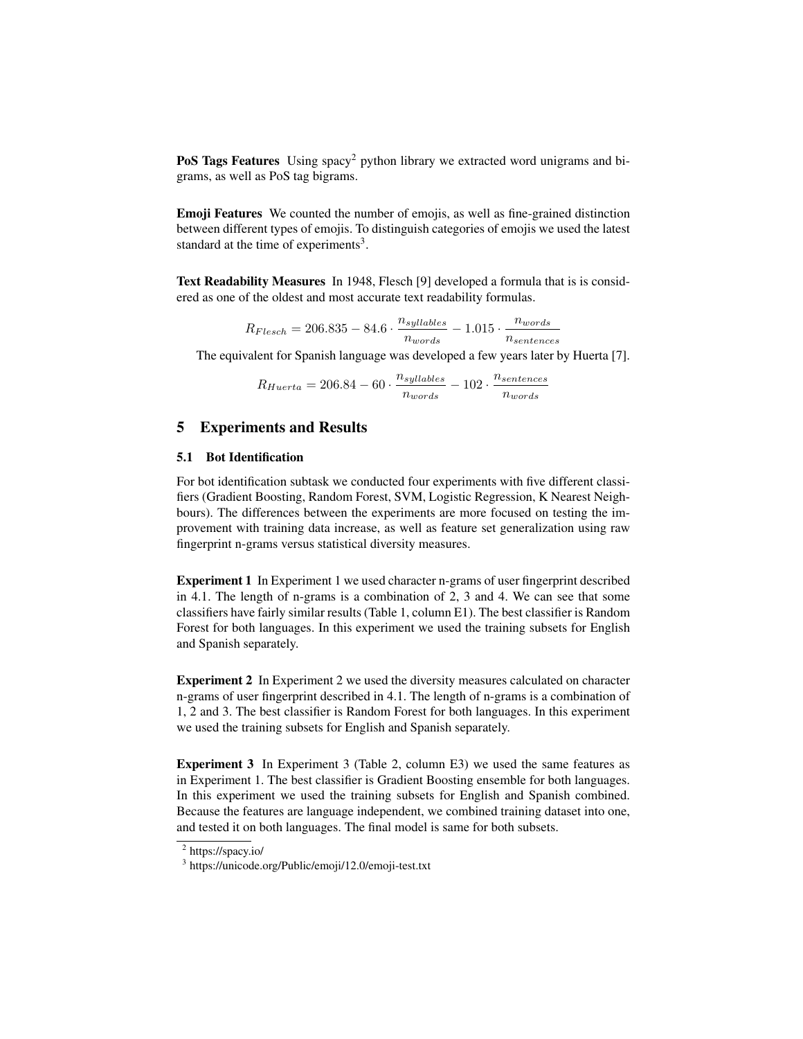**PoS Tags Features** Using spacy[2] python library we extracted word unigrams and bigrams, as well as PoS tag bigrams.

**Emoji Features** We counted the number of emojis, as well as fine-grained distinction between different types of emojis. To distinguish categories of emojis we used the latest standard at the time of experiments[3].

**Text Readability Measures** In 1948, Flesch [9] developed a formula that is is considered as one of the oldest and most accurate text readability formulas.

$$R_{Flesch} = 206.835 - 84.6 \cdot \frac{n_{syllables}}{n_{words}} - 1.015 \cdot \frac{n_{words}}{n_{sentences}}$$

The equivalent for Spanish language was developed a few years later by Huerta [7].

$$R_{Huerta} = 206.84 - 60 \cdot \frac{n_{syllables}}{n_{words}} - 102 \cdot \frac{n_{sentences}}{n_{words}}$$

## 5 Experiments and Results

### 5.1 Bot Identification

For bot identification subtask we conducted four experiments with five different classifiers (Gradient Boosting, Random Forest, SVM, Logistic Regression, K Nearest Neighbours). The differences between the experiments are more focused on testing the improvement with training data increase, as well as feature set generalization using raw fingerprint n-grams versus statistical diversity measures.

**Experiment 1** In Experiment 1 we used character n-grams of user fingerprint described in 4.1. The length of n-grams is a combination of 2, 3 and 4. We can see that some classifiers have fairly similar results (Table 1, column E1). The best classifier is Random Forest for both languages. In this experiment we used the training subsets for English and Spanish separately.

**Experiment 2** In Experiment 2 we used the diversity measures calculated on character n-grams of user fingerprint described in 4.1. The length of n-grams is a combination of 1, 2 and 3. The best classifier is Random Forest for both languages. In this experiment we used the training subsets for English and Spanish separately.

**Experiment 3** In Experiment 3 (Table 2, column E3) we used the same features as in Experiment 1. The best classifier is Gradient Boosting ensemble for both languages. In this experiment we used the training subsets for English and Spanish combined. Because the features are language independent, we combined training dataset into one, and tested it on both languages. The final model is same for both subsets.

[2] https://spacy.io/

[3] https://unicode.org/Public/emoji/12.0/emoji-test.txt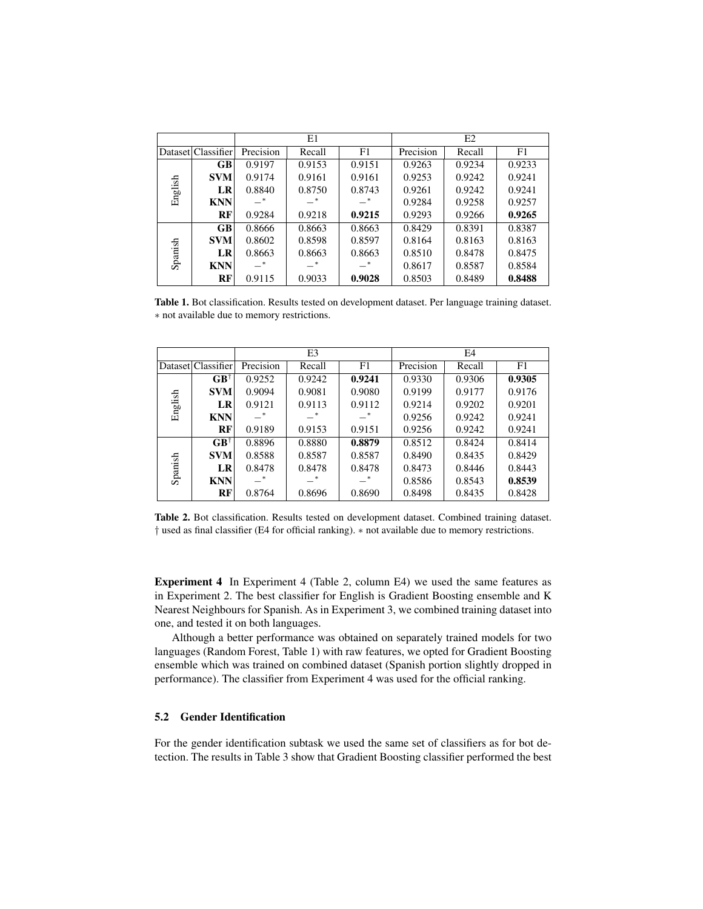| | | E1 | | | E2 | | |
|---|---|---|---|---|---|---|---|
| Dataset | Classifier | Precision | Recall | F1 | Precision | Recall | F1 |
| English | **GB** | 0.9197 | 0.9153 | 0.9151 | 0.9263 | 0.9234 | 0.9233 |
| | **SVM** | 0.9174 | 0.9161 | 0.9161 | 0.9253 | 0.9242 | 0.9241 |
| | **LR** | 0.8840 | 0.8750 | 0.8743 | 0.9261 | 0.9242 | 0.9241 |
| | **KNN** | −* | −* | −* | 0.9284 | 0.9258 | 0.9257 |
| | **RF** | 0.9284 | 0.9218 | **0.9215** | 0.9293 | 0.9266 | **0.9265** |
| Spanish | **GB** | 0.8666 | 0.8663 | 0.8663 | 0.8429 | 0.8391 | 0.8387 |
| | **SVM** | 0.8602 | 0.8598 | 0.8597 | 0.8164 | 0.8163 | 0.8163 |
| | **LR** | 0.8663 | 0.8663 | 0.8663 | 0.8510 | 0.8478 | 0.8475 |
| | **KNN** | −* | −* | −* | 0.8617 | 0.8587 | 0.8584 |
| | **RF** | 0.9115 | 0.9033 | **0.9028** | 0.8503 | 0.8489 | **0.8488** |

**Table 1.** Bot classification. Results tested on development dataset. Per language training dataset. ∗ not available due to memory restrictions.

| | | E3 | | | E4 | | |
|---|---|---|---|---|---|---|---|
| Dataset | Classifier | Precision | Recall | F1 | Precision | Recall | F1 |
| English | **GB**† | 0.9252 | 0.9242 | **0.9241** | 0.9330 | 0.9306 | **0.9305** |
| | **SVM** | 0.9094 | 0.9081 | 0.9080 | 0.9199 | 0.9177 | 0.9176 |
| | **LR** | 0.9121 | 0.9113 | 0.9112 | 0.9214 | 0.9202 | 0.9201 |
| | **KNN** | −* | −* | −* | 0.9256 | 0.9242 | 0.9241 |
| | **RF** | 0.9189 | 0.9153 | 0.9151 | 0.9256 | 0.9242 | 0.9241 |
| Spanish | **GB**† | 0.8896 | 0.8880 | **0.8879** | 0.8512 | 0.8424 | 0.8414 |
| | **SVM** | 0.8588 | 0.8587 | 0.8587 | 0.8490 | 0.8435 | 0.8429 |
| | **LR** | 0.8478 | 0.8478 | 0.8478 | 0.8473 | 0.8446 | 0.8443 |
| | **KNN** | −* | −* | −* | 0.8586 | 0.8543 | **0.8539** |
| | **RF** | 0.8764 | 0.8696 | 0.8690 | 0.8498 | 0.8435 | 0.8428 |

**Table 2.** Bot classification. Results tested on development dataset. Combined training dataset. † used as final classifier (E4 for official ranking). ∗ not available due to memory restrictions.

**Experiment 4** In Experiment 4 (Table 2, column E4) we used the same features as in Experiment 2. The best classifier for English is Gradient Boosting ensemble and K Nearest Neighbours for Spanish. As in Experiment 3, we combined training dataset into one, and tested it on both languages.

Although a better performance was obtained on separately trained models for two languages (Random Forest, Table 1) with raw features, we opted for Gradient Boosting ensemble which was trained on combined dataset (Spanish portion slightly dropped in performance). The classifier from Experiment 4 was used for the official ranking.

### 5.2 Gender Identification

For the gender identification subtask we used the same set of classifiers as for bot detection. The results in Table 3 show that Gradient Boosting classifier performed the best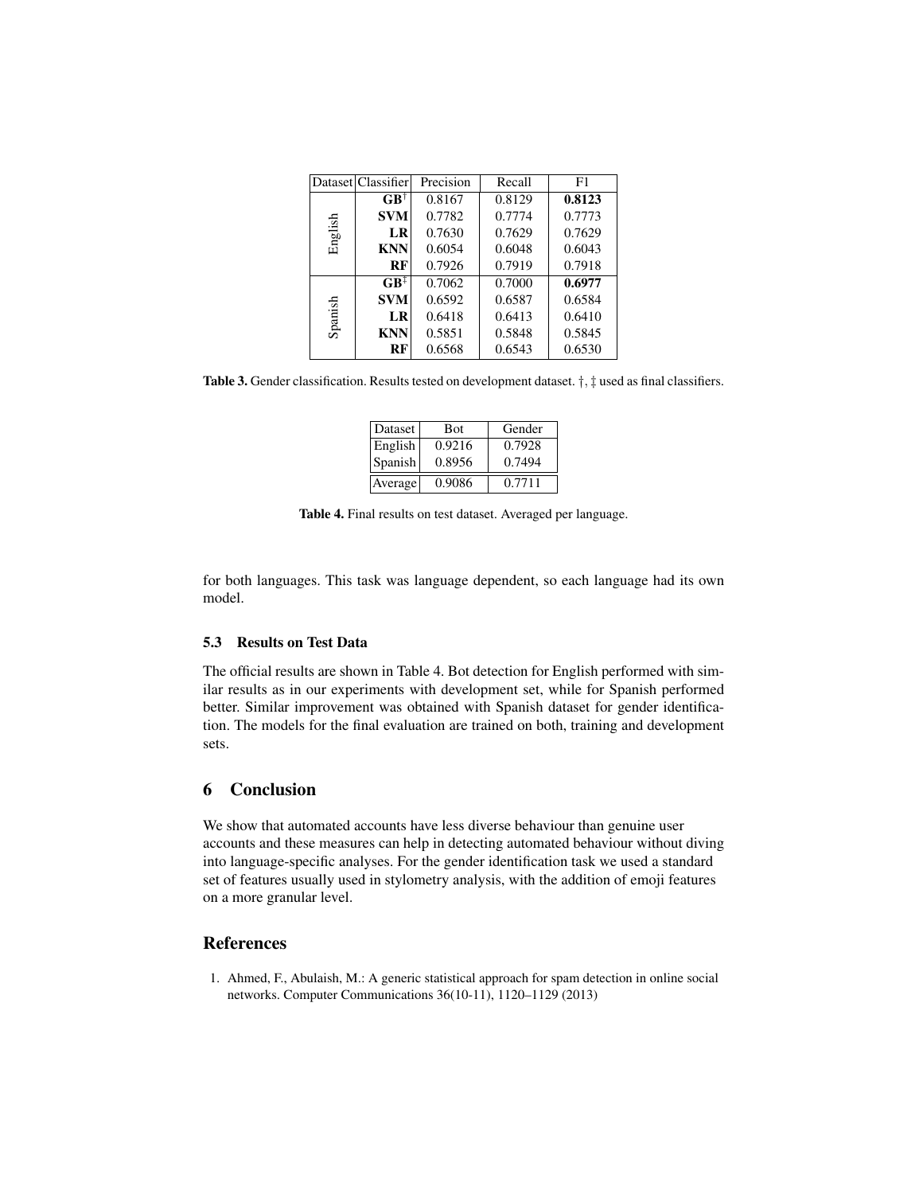| Dataset | Classifier | Precision | Recall | F1 |
|---|---|---|---|---|
| English | **GB**† | 0.8167 | 0.8129 | **0.8123** |
| | **SVM** | 0.7782 | 0.7774 | 0.7773 |
| | **LR** | 0.7630 | 0.7629 | 0.7629 |
| | **KNN** | 0.6054 | 0.6048 | 0.6043 |
| | **RF** | 0.7926 | 0.7919 | 0.7918 |
| Spanish | **GB**‡ | 0.7062 | 0.7000 | **0.6977** |
| | **SVM** | 0.6592 | 0.6587 | 0.6584 |
| | **LR** | 0.6418 | 0.6413 | 0.6410 |
| | **KNN** | 0.5851 | 0.5848 | 0.5845 |
| | **RF** | 0.6568 | 0.6543 | 0.6530 |

**Table 3.** Gender classification. Results tested on development dataset. †, ‡ used as final classifiers.

| Dataset | Bot | Gender |
|---|---|---|
| English | 0.9216 | 0.7928 |
| Spanish | 0.8956 | 0.7494 |
| Average | 0.9086 | 0.7711 |

**Table 4.** Final results on test dataset. Averaged per language.

for both languages. This task was language dependent, so each language had its own model.

### 5.3 Results on Test Data

The official results are shown in Table 4. Bot detection for English performed with similar results as in our experiments with development set, while for Spanish performed better. Similar improvement was obtained with Spanish dataset for gender identification. The models for the final evaluation are trained on both, training and development sets.

## 6 Conclusion

We show that automated accounts have less diverse behaviour than genuine user accounts and these measures can help in detecting automated behaviour without diving into language-specific analyses. For the gender identification task we used a standard set of features usually used in stylometry analysis, with the addition of emoji features on a more granular level.

## References

1. Ahmed, F., Abulaish, M.: A generic statistical approach for spam detection in online social networks. Computer Communications 36(10-11), 1120–1129 (2013)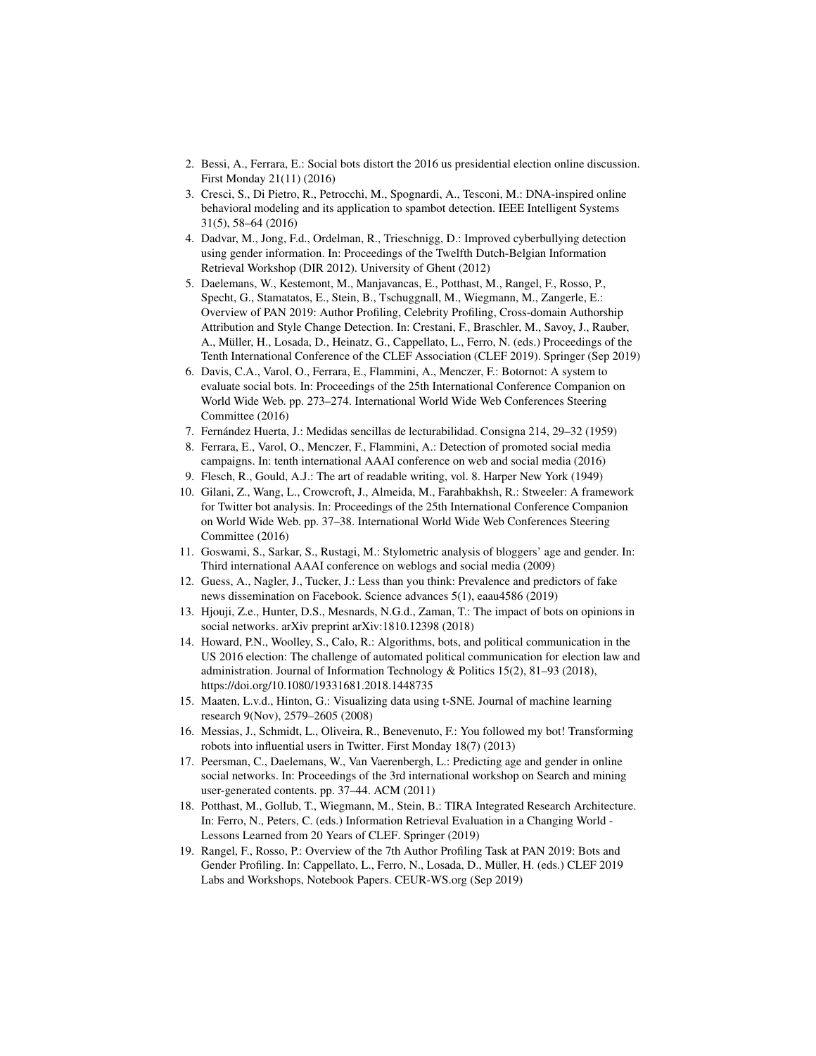2. Bessi, A., Ferrara, E.: Social bots distort the 2016 us presidential election online discussion. First Monday 21(11) (2016)
3. Cresci, S., Di Pietro, R., Petrocchi, M., Spognardi, A., Tesconi, M.: DNA-inspired online behavioral modeling and its application to spambot detection. IEEE Intelligent Systems 31(5), 58–64 (2016)
4. Dadvar, M., Jong, F.d., Ordelman, R., Trieschnigg, D.: Improved cyberbullying detection using gender information. In: Proceedings of the Twelfth Dutch-Belgian Information Retrieval Workshop (DIR 2012). University of Ghent (2012)
5. Daelemans, W., Kestemont, M., Manjavancas, E., Potthast, M., Rangel, F., Rosso, P., Specht, G., Stamatatos, E., Stein, B., Tschuggnall, M., Wiegmann, M., Zangerle, E.: Overview of PAN 2019: Author Profiling, Celebrity Profiling, Cross-domain Authorship Attribution and Style Change Detection. In: Crestani, F., Braschler, M., Savoy, J., Rauber, A., Müller, H., Losada, D., Heinatz, G., Cappellato, L., Ferro, N. (eds.) Proceedings of the Tenth International Conference of the CLEF Association (CLEF 2019). Springer (Sep 2019)
6. Davis, C.A., Varol, O., Ferrara, E., Flammini, A., Menczer, F.: Botornot: A system to evaluate social bots. In: Proceedings of the 25th International Conference Companion on World Wide Web. pp. 273–274. International World Wide Web Conferences Steering Committee (2016)
7. Fernández Huerta, J.: Medidas sencillas de lecturabilidad. Consigna 214, 29–32 (1959)
8. Ferrara, E., Varol, O., Menczer, F., Flammini, A.: Detection of promoted social media campaigns. In: tenth international AAAI conference on web and social media (2016)
9. Flesch, R., Gould, A.J.: The art of readable writing, vol. 8. Harper New York (1949)
10. Gilani, Z., Wang, L., Crowcroft, J., Almeida, M., Farahbakhsh, R.: Stweeler: A framework for Twitter bot analysis. In: Proceedings of the 25th International Conference Companion on World Wide Web. pp. 37–38. International World Wide Web Conferences Steering Committee (2016)
11. Goswami, S., Sarkar, S., Rustagi, M.: Stylometric analysis of bloggers' age and gender. In: Third international AAAI conference on weblogs and social media (2009)
12. Guess, A., Nagler, J., Tucker, J.: Less than you think: Prevalence and predictors of fake news dissemination on Facebook. Science advances 5(1), eaau4586 (2019)
13. Hjouji, Z.e., Hunter, D.S., Mesnards, N.G.d., Zaman, T.: The impact of bots on opinions in social networks. arXiv preprint arXiv:1810.12398 (2018)
14. Howard, P.N., Woolley, S., Calo, R.: Algorithms, bots, and political communication in the US 2016 election: The challenge of automated political communication for election law and administration. Journal of Information Technology & Politics 15(2), 81–93 (2018), https://doi.org/10.1080/19331681.2018.1448735
15. Maaten, L.v.d., Hinton, G.: Visualizing data using t-SNE. Journal of machine learning research 9(Nov), 2579–2605 (2008)
16. Messias, J., Schmidt, L., Oliveira, R., Benevenuto, F.: You followed my bot! Transforming robots into influential users in Twitter. First Monday 18(7) (2013)
17. Peersman, C., Daelemans, W., Van Vaerenbergh, L.: Predicting age and gender in online social networks. In: Proceedings of the 3rd international workshop on Search and mining user-generated contents. pp. 37–44. ACM (2011)
18. Potthast, M., Gollub, T., Wiegmann, M., Stein, B.: TIRA Integrated Research Architecture. In: Ferro, N., Peters, C. (eds.) Information Retrieval Evaluation in a Changing World - Lessons Learned from 20 Years of CLEF. Springer (2019)
19. Rangel, F., Rosso, P.: Overview of the 7th Author Profiling Task at PAN 2019: Bots and Gender Profiling. In: Cappellato, L., Ferro, N., Losada, D., Müller, H. (eds.) CLEF 2019 Labs and Workshops, Notebook Papers. CEUR-WS.org (Sep 2019)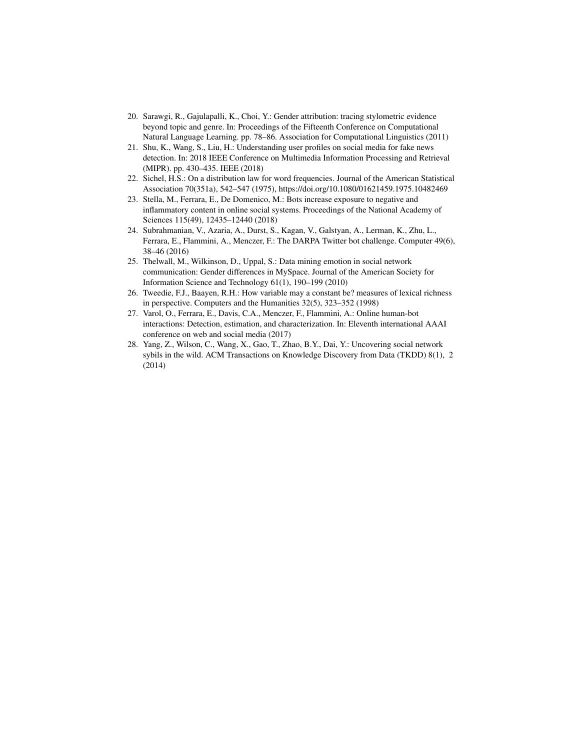20. Sarawgi, R., Gajulapalli, K., Choi, Y.: Gender attribution: tracing stylometric evidence beyond topic and genre. In: Proceedings of the Fifteenth Conference on Computational Natural Language Learning. pp. 78–86. Association for Computational Linguistics (2011)
21. Shu, K., Wang, S., Liu, H.: Understanding user profiles on social media for fake news detection. In: 2018 IEEE Conference on Multimedia Information Processing and Retrieval (MIPR). pp. 430–435. IEEE (2018)
22. Sichel, H.S.: On a distribution law for word frequencies. Journal of the American Statistical Association 70(351a), 542–547 (1975), https://doi.org/10.1080/01621459.1975.10482469
23. Stella, M., Ferrara, E., De Domenico, M.: Bots increase exposure to negative and inflammatory content in online social systems. Proceedings of the National Academy of Sciences 115(49), 12435–12440 (2018)
24. Subrahmanian, V., Azaria, A., Durst, S., Kagan, V., Galstyan, A., Lerman, K., Zhu, L., Ferrara, E., Flammini, A., Menczer, F.: The DARPA Twitter bot challenge. Computer 49(6), 38–46 (2016)
25. Thelwall, M., Wilkinson, D., Uppal, S.: Data mining emotion in social network communication: Gender differences in MySpace. Journal of the American Society for Information Science and Technology 61(1), 190–199 (2010)
26. Tweedie, F.J., Baayen, R.H.: How variable may a constant be? measures of lexical richness in perspective. Computers and the Humanities 32(5), 323–352 (1998)
27. Varol, O., Ferrara, E., Davis, C.A., Menczer, F., Flammini, A.: Online human-bot interactions: Detection, estimation, and characterization. In: Eleventh international AAAI conference on web and social media (2017)
28. Yang, Z., Wilson, C., Wang, X., Gao, T., Zhao, B.Y., Dai, Y.: Uncovering social network sybils in the wild. ACM Transactions on Knowledge Discovery from Data (TKDD) 8(1), 2 (2014)